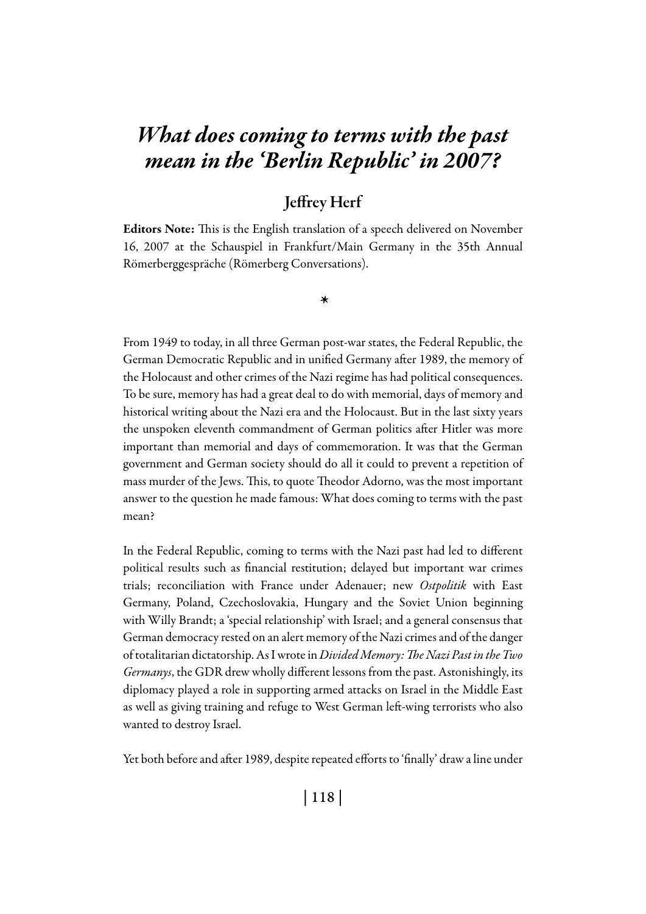# *What does coming to terms with the past mean in the 'Berlin Republic' in 2007?*

## Jeffrey Herf

**Editors Note:** This is the English translation of a speech delivered on November 16, 2007 at the Schauspiel in Frankfurt/Main Germany in the 35th Annual Römerberggespräche (Römerberg Conversations).

*

From 1949 to today, in all three German post-war states, the Federal Republic, the German Democratic Republic and in unified Germany after 1989, the memory of the Holocaust and other crimes of the Nazi regime has had political consequences. To be sure, memory has had a great deal to do with memorial, days of memory and historical writing about the Nazi era and the Holocaust. But in the last sixty years the unspoken eleventh commandment of German politics after Hitler was more important than memorial and days of commemoration. It was that the German government and German society should do all it could to prevent a repetition of mass murder of the Jews. This, to quote Theodor Adorno, was the most important answer to the question he made famous: What does coming to terms with the past mean?

In the Federal Republic, coming to terms with the Nazi past had led to different political results such as financial restitution; delayed but important war crimes trials; reconciliation with France under Adenauer; new *Ostpolitik* with East Germany, Poland, Czechoslovakia, Hungary and the Soviet Union beginning with Willy Brandt; a 'special relationship' with Israel; and a general consensus that German democracy rested on an alert memory of the Nazi crimes and of the danger of totalitarian dictatorship. As I wrote in *Divided Memory: The Nazi Past in the Two Germanys*, the GDR drew wholly different lessons from the past. Astonishingly, its diplomacy played a role in supporting armed attacks on Israel in the Middle East as well as giving training and refuge to West German left-wing terrorists who also wanted to destroy Israel.

Yet both before and after 1989, despite repeated efforts to 'finally' draw a line under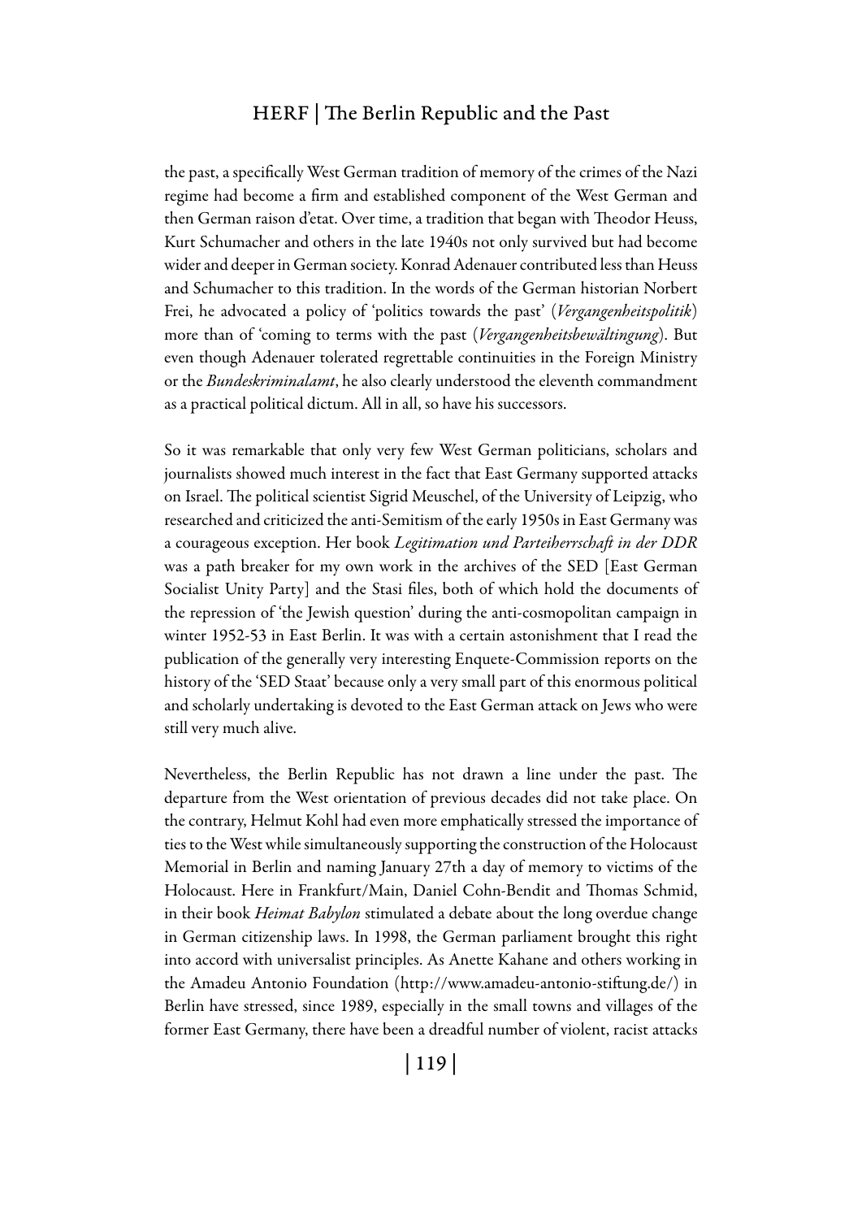the past, a specifically West German tradition of memory of the crimes of the Nazi regime had become a firm and established component of the West German and then German raison d'etat. Over time, a tradition that began with Theodor Heuss, Kurt Schumacher and others in the late 1940s not only survived but had become wider and deeper in German society. Konrad Adenauer contributed less than Heuss and Schumacher to this tradition. In the words of the German historian Norbert Frei, he advocated a policy of 'politics towards the past' (*Vergangenheitspolitik*) more than of 'coming to terms with the past (*Vergangenheitsbewältigung*). But even though Adenauer tolerated regrettable continuities in the Foreign Ministry or the *Bundeskriminalamt*, he also clearly understood the eleventh commandment as a practical political dictum. All in all, so have his successors.

So it was remarkable that only very few West German politicians, scholars and journalists showed much interest in the fact that East Germany supported attacks on Israel. The political scientist Sigrid Meuschel, of the University of Leipzig, who researched and criticized the anti-Semitism of the early 1950s in East Germany was a courageous exception. Her book *Legitimation und Parteiherrschaft in der DDR* was a path breaker for my own work in the archives of the SED [East German Socialist Unity Party] and the Stasi files, both of which hold the documents of the repression of 'the Jewish question' during the anti-cosmopolitan campaign in winter 1952-53 in East Berlin. It was with a certain astonishment that I read the publication of the generally very interesting Enquete-Commission reports on the history of the 'SED Staat' because only a very small part of this enormous political and scholarly undertaking is devoted to the East German attack on Jews who were still very much alive.

Nevertheless, the Berlin Republic has not drawn a line under the past. The departure from the West orientation of previous decades did not take place. On the contrary, Helmut Kohl had even more emphatically stressed the importance of ties to the West while simultaneously supporting the construction of the Holocaust Memorial in Berlin and naming January 27th a day of memory to victims of the Holocaust. Here in Frankfurt/Main, Daniel Cohn-Bendit and Thomas Schmid, in their book *Heimat Babylon* stimulated a debate about the long overdue change in German citizenship laws. In 1998, the German parliament brought this right into accord with universalist principles. As Anette Kahane and others working in the Amadeu Antonio Foundation (http://www.amadeu-antonio-stiftung.de/) in Berlin have stressed, since 1989, especially in the small towns and villages of the former East Germany, there have been a dreadful number of violent, racist attacks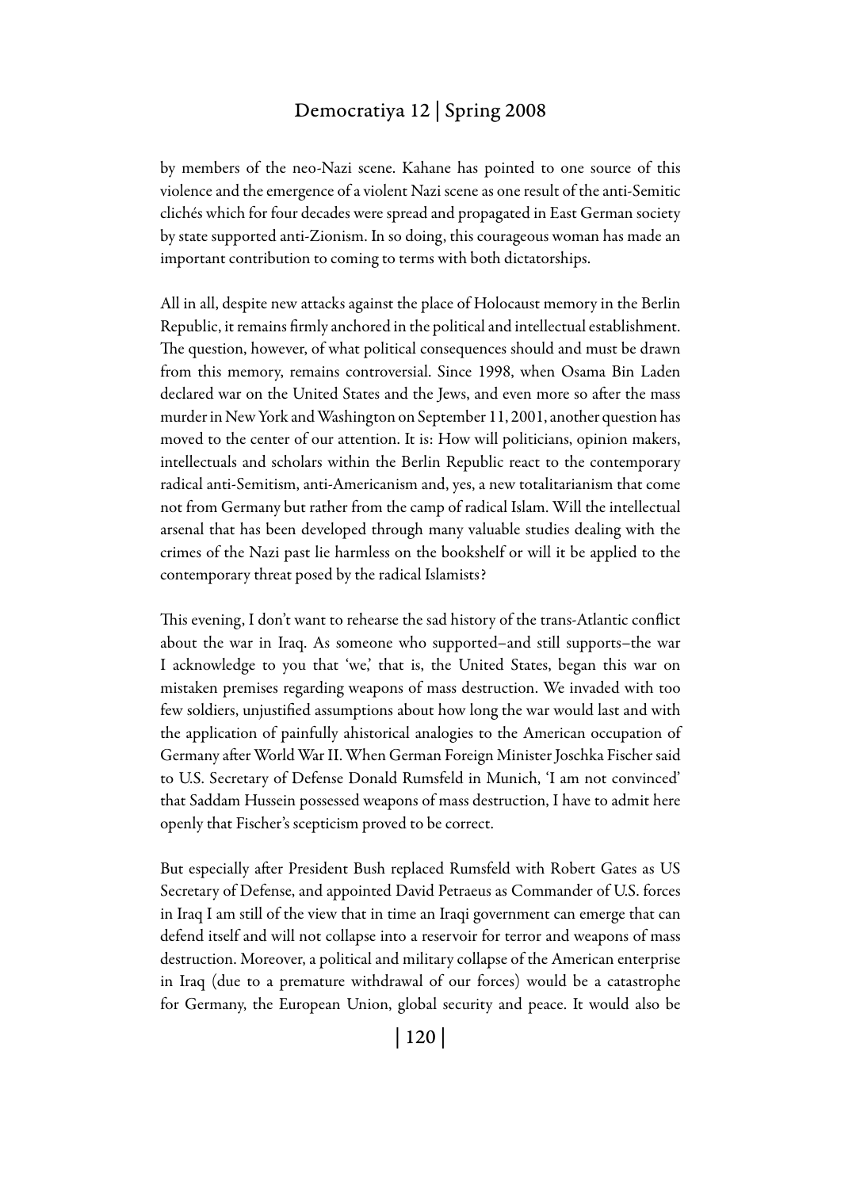by members of the neo-Nazi scene. Kahane has pointed to one source of this violence and the emergence of a violent Nazi scene as one result of the anti-Semitic clichés which for four decades were spread and propagated in East German society by state supported anti-Zionism. In so doing, this courageous woman has made an important contribution to coming to terms with both dictatorships.

All in all, despite new attacks against the place of Holocaust memory in the Berlin Republic, it remains firmly anchored in the political and intellectual establishment. The question, however, of what political consequences should and must be drawn from this memory, remains controversial. Since 1998, when Osama Bin Laden declared war on the United States and the Jews, and even more so after the mass murder in New York and Washington on September 11, 2001, another question has moved to the center of our attention. It is: How will politicians, opinion makers, intellectuals and scholars within the Berlin Republic react to the contemporary radical anti-Semitism, anti-Americanism and, yes, a new totalitarianism that come not from Germany but rather from the camp of radical Islam. Will the intellectual arsenal that has been developed through many valuable studies dealing with the crimes of the Nazi past lie harmless on the bookshelf or will it be applied to the contemporary threat posed by the radical Islamists?

This evening, I don't want to rehearse the sad history of the trans-Atlantic conflict about the war in Iraq. As someone who supported–and still supports–the war I acknowledge to you that 'we,' that is, the United States, began this war on mistaken premises regarding weapons of mass destruction. We invaded with too few soldiers, unjustified assumptions about how long the war would last and with the application of painfully ahistorical analogies to the American occupation of Germany after World War II. When German Foreign Minister Joschka Fischer said to U.S. Secretary of Defense Donald Rumsfeld in Munich, 'I am not convinced' that Saddam Hussein possessed weapons of mass destruction, I have to admit here openly that Fischer's scepticism proved to be correct.

But especially after President Bush replaced Rumsfeld with Robert Gates as US Secretary of Defense, and appointed David Petraeus as Commander of U.S. forces in Iraq I am still of the view that in time an Iraqi government can emerge that can defend itself and will not collapse into a reservoir for terror and weapons of mass destruction. Moreover, a political and military collapse of the American enterprise in Iraq (due to a premature withdrawal of our forces) would be a catastrophe for Germany, the European Union, global security and peace. It would also be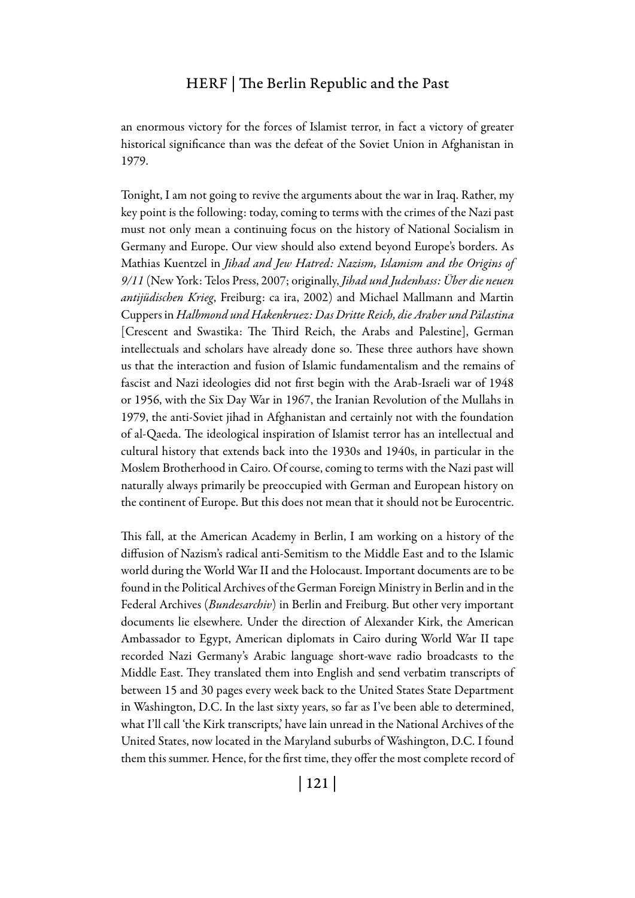an enormous victory for the forces of Islamist terror, in fact a victory of greater historical significance than was the defeat of the Soviet Union in Afghanistan in 1979.

Tonight, I am not going to revive the arguments about the war in Iraq. Rather, my key point is the following: today, coming to terms with the crimes of the Nazi past must not only mean a continuing focus on the history of National Socialism in Germany and Europe. Our view should also extend beyond Europe's borders. As Mathias Kuentzel in *Jihad and Jew Hatred: Nazism, Islamism and the Origins of 9/11* (New York: Telos Press, 2007; originally, *Jihad und Judenhass: Über die neuen antijüdischen Krieg*, Freiburg: ca ira, 2002) and Michael Mallmann and Martin Cuppers in *Halbmond und Hakenkruez: Das Dritte Reich, die Araber und Pälastina* [Crescent and Swastika: The Third Reich, the Arabs and Palestine], German intellectuals and scholars have already done so. These three authors have shown us that the interaction and fusion of Islamic fundamentalism and the remains of fascist and Nazi ideologies did not first begin with the Arab-Israeli war of 1948 or 1956, with the Six Day War in 1967, the Iranian Revolution of the Mullahs in 1979, the anti-Soviet jihad in Afghanistan and certainly not with the foundation of al-Qaeda. The ideological inspiration of Islamist terror has an intellectual and cultural history that extends back into the 1930s and 1940s, in particular in the Moslem Brotherhood in Cairo. Of course, coming to terms with the Nazi past will naturally always primarily be preoccupied with German and European history on the continent of Europe. But this does not mean that it should not be Eurocentric.

This fall, at the American Academy in Berlin, I am working on a history of the diffusion of Nazism's radical anti-Semitism to the Middle East and to the Islamic world during the World War II and the Holocaust. Important documents are to be found in the Political Archives of the German Foreign Ministry in Berlin and in the Federal Archives (*Bundesarchiv*) in Berlin and Freiburg. But other very important documents lie elsewhere. Under the direction of Alexander Kirk, the American Ambassador to Egypt, American diplomats in Cairo during World War II tape recorded Nazi Germany's Arabic language short-wave radio broadcasts to the Middle East. They translated them into English and send verbatim transcripts of between 15 and 30 pages every week back to the United States State Department in Washington, D.C. In the last sixty years, so far as I've been able to determined, what I'll call 'the Kirk transcripts,' have lain unread in the National Archives of the United States, now located in the Maryland suburbs of Washington, D.C. I found them this summer. Hence, for the first time, they offer the most complete record of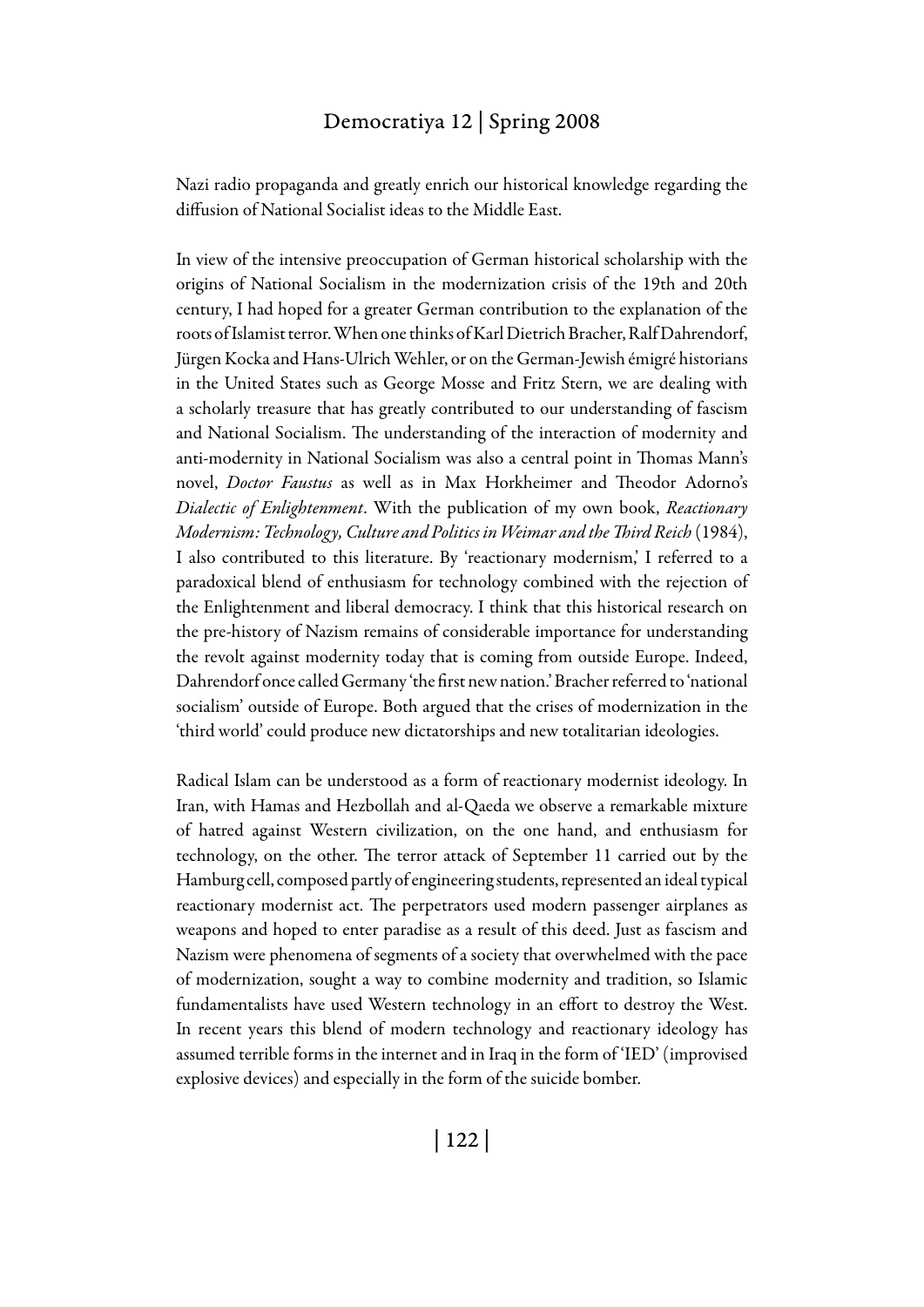Nazi radio propaganda and greatly enrich our historical knowledge regarding the diffusion of National Socialist ideas to the Middle East.

In view of the intensive preoccupation of German historical scholarship with the origins of National Socialism in the modernization crisis of the 19th and 20th century, I had hoped for a greater German contribution to the explanation of the roots of Islamist terror. When one thinks of Karl Dietrich Bracher, Ralf Dahrendorf, Jürgen Kocka and Hans-Ulrich Wehler, or on the German-Jewish émigré historians in the United States such as George Mosse and Fritz Stern, we are dealing with a scholarly treasure that has greatly contributed to our understanding of fascism and National Socialism. The understanding of the interaction of modernity and anti-modernity in National Socialism was also a central point in Thomas Mann's novel, *Doctor Faustus* as well as in Max Horkheimer and Theodor Adorno's *Dialectic of Enlightenment*. With the publication of my own book, *Reactionary Modernism: Technology, Culture and Politics in Weimar and the Third Reich* (1984), I also contributed to this literature. By 'reactionary modernism,' I referred to a paradoxical blend of enthusiasm for technology combined with the rejection of the Enlightenment and liberal democracy. I think that this historical research on the pre-history of Nazism remains of considerable importance for understanding the revolt against modernity today that is coming from outside Europe. Indeed, Dahrendorf once called Germany 'the first new nation.' Bracher referred to 'national socialism' outside of Europe. Both argued that the crises of modernization in the 'third world' could produce new dictatorships and new totalitarian ideologies.

Radical Islam can be understood as a form of reactionary modernist ideology. In Iran, with Hamas and Hezbollah and al-Qaeda we observe a remarkable mixture of hatred against Western civilization, on the one hand, and enthusiasm for technology, on the other. The terror attack of September 11 carried out by the Hamburg cell, composed partly of engineering students, represented an ideal typical reactionary modernist act. The perpetrators used modern passenger airplanes as weapons and hoped to enter paradise as a result of this deed. Just as fascism and Nazism were phenomena of segments of a society that overwhelmed with the pace of modernization, sought a way to combine modernity and tradition, so Islamic fundamentalists have used Western technology in an effort to destroy the West. In recent years this blend of modern technology and reactionary ideology has assumed terrible forms in the internet and in Iraq in the form of 'IED' (improvised explosive devices) and especially in the form of the suicide bomber.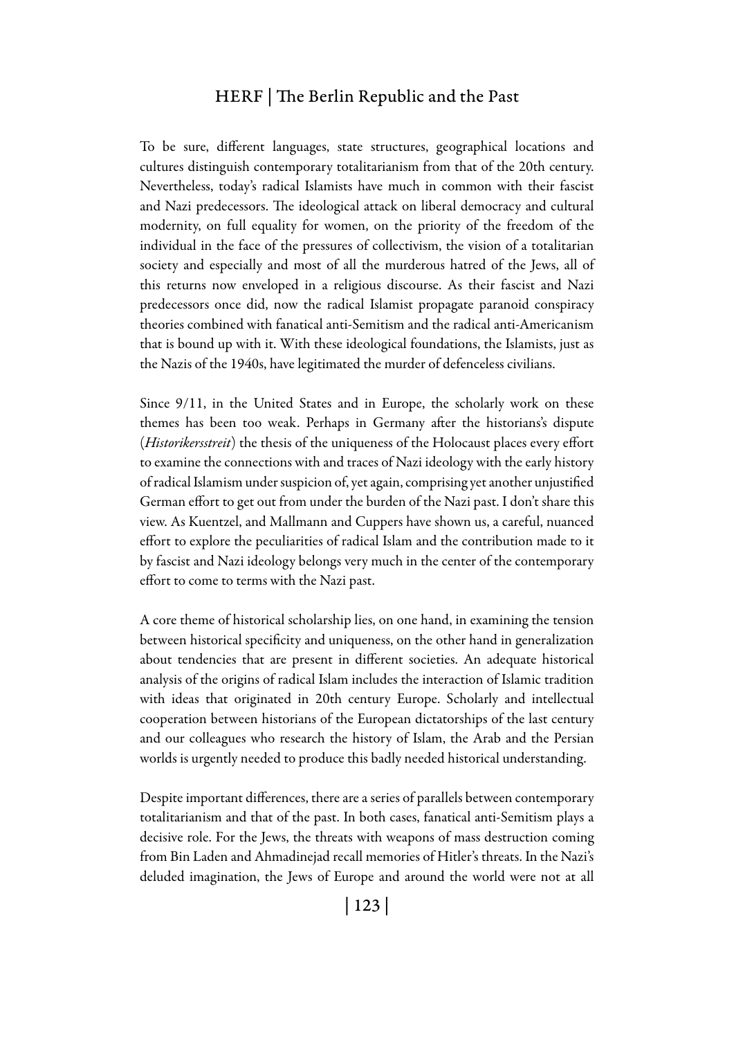To be sure, different languages, state structures, geographical locations and cultures distinguish contemporary totalitarianism from that of the 20th century. Nevertheless, today's radical Islamists have much in common with their fascist and Nazi predecessors. The ideological attack on liberal democracy and cultural modernity, on full equality for women, on the priority of the freedom of the individual in the face of the pressures of collectivism, the vision of a totalitarian society and especially and most of all the murderous hatred of the Jews, all of this returns now enveloped in a religious discourse. As their fascist and Nazi predecessors once did, now the radical Islamist propagate paranoid conspiracy theories combined with fanatical anti-Semitism and the radical anti-Americanism that is bound up with it. With these ideological foundations, the Islamists, just as the Nazis of the 1940s, have legitimated the murder of defenceless civilians.

Since 9/11, in the United States and in Europe, the scholarly work on these themes has been too weak. Perhaps in Germany after the historians's dispute (*Historikersstreit*) the thesis of the uniqueness of the Holocaust places every effort to examine the connections with and traces of Nazi ideology with the early history of radical Islamism under suspicion of, yet again, comprising yet another unjustified German effort to get out from under the burden of the Nazi past. I don't share this view. As Kuentzel, and Mallmann and Cuppers have shown us, a careful, nuanced effort to explore the peculiarities of radical Islam and the contribution made to it by fascist and Nazi ideology belongs very much in the center of the contemporary effort to come to terms with the Nazi past.

A core theme of historical scholarship lies, on one hand, in examining the tension between historical specificity and uniqueness, on the other hand in generalization about tendencies that are present in different societies. An adequate historical analysis of the origins of radical Islam includes the interaction of Islamic tradition with ideas that originated in 20th century Europe. Scholarly and intellectual cooperation between historians of the European dictatorships of the last century and our colleagues who research the history of Islam, the Arab and the Persian worlds is urgently needed to produce this badly needed historical understanding.

Despite important differences, there are a series of parallels between contemporary totalitarianism and that of the past. In both cases, fanatical anti-Semitism plays a decisive role. For the Jews, the threats with weapons of mass destruction coming from Bin Laden and Ahmadinejad recall memories of Hitler's threats. In the Nazi's deluded imagination, the Jews of Europe and around the world were not at all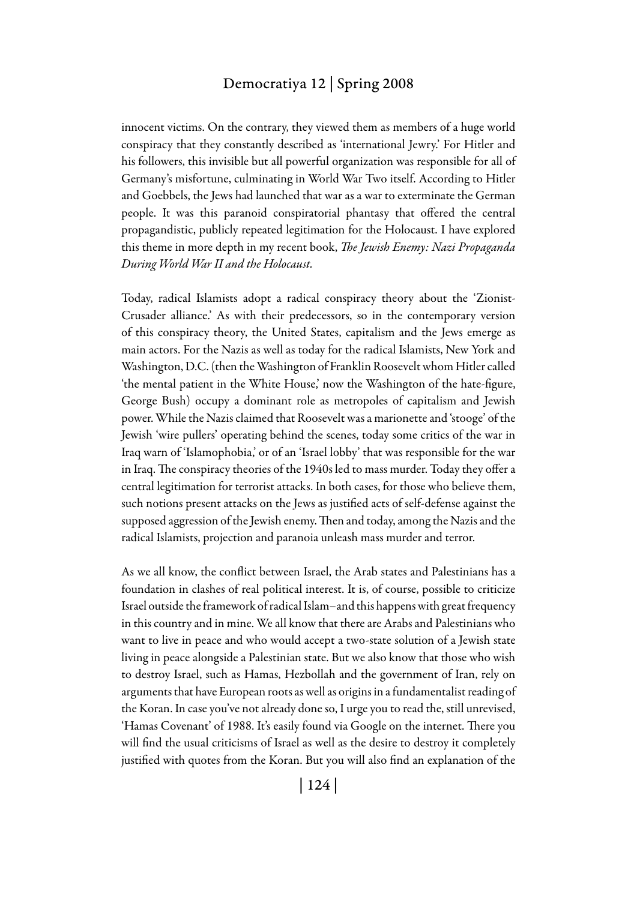innocent victims. On the contrary, they viewed them as members of a huge world conspiracy that they constantly described as 'international Jewry.' For Hitler and his followers, this invisible but all powerful organization was responsible for all of Germany's misfortune, culminating in World War Two itself. According to Hitler and Goebbels, the Jews had launched that war as a war to exterminate the German people. It was this paranoid conspiratorial phantasy that offered the central propagandistic, publicly repeated legitimation for the Holocaust. I have explored this theme in more depth in my recent book, *The Jewish Enemy: Nazi Propaganda During World War II and the Holocaust*.

Today, radical Islamists adopt a radical conspiracy theory about the 'Zionist-Crusader alliance.' As with their predecessors, so in the contemporary version of this conspiracy theory, the United States, capitalism and the Jews emerge as main actors. For the Nazis as well as today for the radical Islamists, New York and Washington, D.C. (then the Washington of Franklin Roosevelt whom Hitler called 'the mental patient in the White House,' now the Washington of the hate-figure, George Bush) occupy a dominant role as metropoles of capitalism and Jewish power. While the Nazis claimed that Roosevelt was a marionette and 'stooge' of the Jewish 'wire pullers' operating behind the scenes, today some critics of the war in Iraq warn of 'Islamophobia,' or of an 'Israel lobby' that was responsible for the war in Iraq. The conspiracy theories of the 1940s led to mass murder. Today they offer a central legitimation for terrorist attacks. In both cases, for those who believe them, such notions present attacks on the Jews as justified acts of self-defense against the supposed aggression of the Jewish enemy. Then and today, among the Nazis and the radical Islamists, projection and paranoia unleash mass murder and terror.

As we all know, the conflict between Israel, the Arab states and Palestinians has a foundation in clashes of real political interest. It is, of course, possible to criticize Israel outside the framework of radical Islam–and this happens with great frequency in this country and in mine. We all know that there are Arabs and Palestinians who want to live in peace and who would accept a two-state solution of a Jewish state living in peace alongside a Palestinian state. But we also know that those who wish to destroy Israel, such as Hamas, Hezbollah and the government of Iran, rely on arguments that have European roots as well as origins in a fundamentalist reading of the Koran. In case you've not already done so, I urge you to read the, still unrevised, 'Hamas Covenant' of 1988. It's easily found via Google on the internet. There you will find the usual criticisms of Israel as well as the desire to destroy it completely justified with quotes from the Koran. But you will also find an explanation of the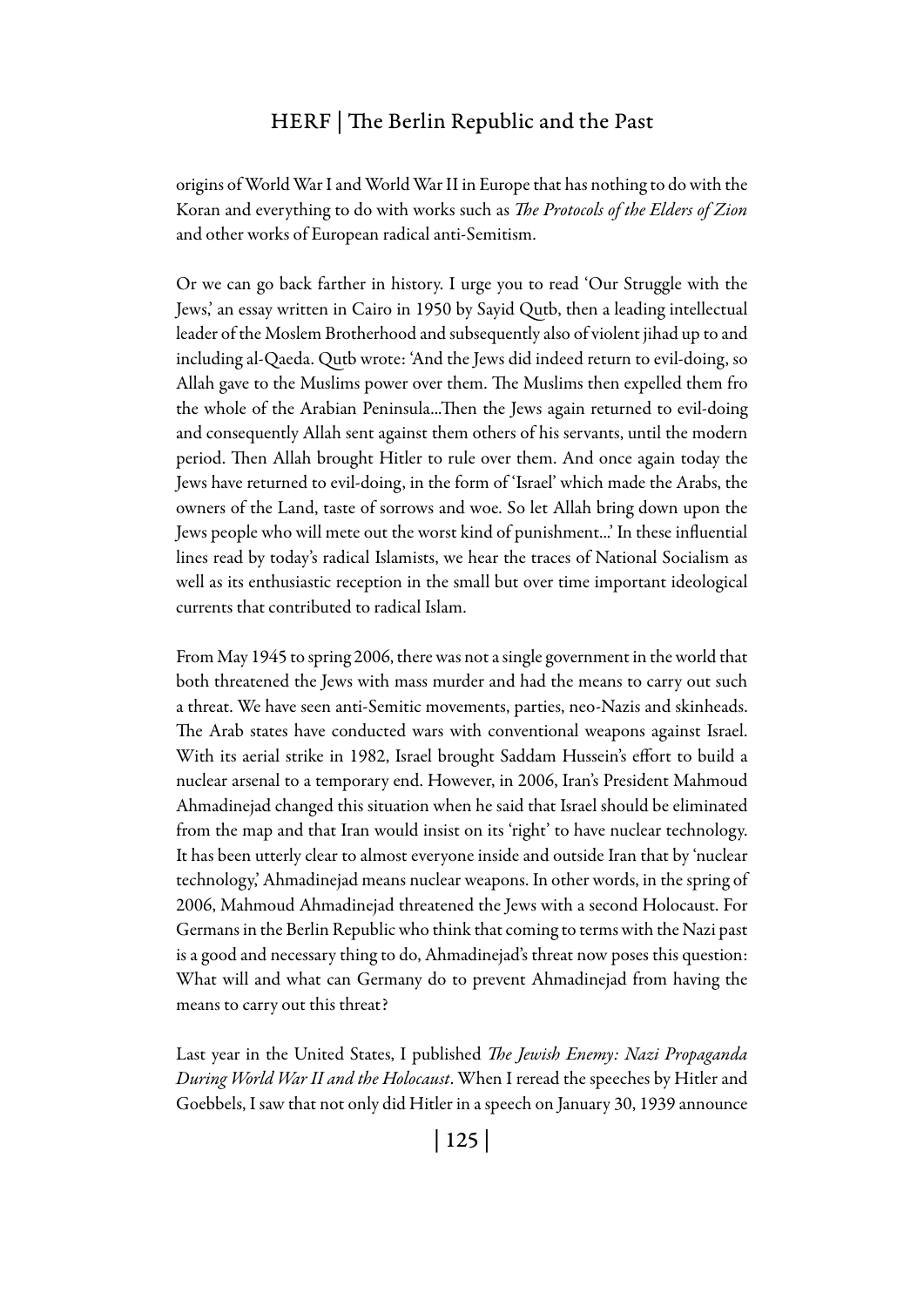origins of World War I and World War II in Europe that has nothing to do with the Koran and everything to do with works such as *The Protocols of the Elders of Zion* and other works of European radical anti-Semitism.

Or we can go back farther in history. I urge you to read 'Our Struggle with the Jews,' an essay written in Cairo in 1950 by Sayid Qutb, then a leading intellectual leader of the Moslem Brotherhood and subsequently also of violent jihad up to and including al-Qaeda. Qutb wrote: 'And the Jews did indeed return to evil-doing, so Allah gave to the Muslims power over them. The Muslims then expelled them fro the whole of the Arabian Peninsula...Then the Jews again returned to evil-doing and consequently Allah sent against them others of his servants, until the modern period. Then Allah brought Hitler to rule over them. And once again today the Jews have returned to evil-doing, in the form of 'Israel' which made the Arabs, the owners of the Land, taste of sorrows and woe. So let Allah bring down upon the Jews people who will mete out the worst kind of punishment...' In these influential lines read by today's radical Islamists, we hear the traces of National Socialism as well as its enthusiastic reception in the small but over time important ideological currents that contributed to radical Islam.

From May 1945 to spring 2006, there was not a single government in the world that both threatened the Jews with mass murder and had the means to carry out such a threat. We have seen anti-Semitic movements, parties, neo-Nazis and skinheads. The Arab states have conducted wars with conventional weapons against Israel. With its aerial strike in 1982, Israel brought Saddam Hussein's effort to build a nuclear arsenal to a temporary end. However, in 2006, Iran's President Mahmoud Ahmadinejad changed this situation when he said that Israel should be eliminated from the map and that Iran would insist on its 'right' to have nuclear technology. It has been utterly clear to almost everyone inside and outside Iran that by 'nuclear technology,' Ahmadinejad means nuclear weapons. In other words, in the spring of 2006, Mahmoud Ahmadinejad threatened the Jews with a second Holocaust. For Germans in the Berlin Republic who think that coming to terms with the Nazi past is a good and necessary thing to do, Ahmadinejad's threat now poses this question: What will and what can Germany do to prevent Ahmadinejad from having the means to carry out this threat?

Last year in the United States, I published *The Jewish Enemy: Nazi Propaganda During World War II and the Holocaust*. When I reread the speeches by Hitler and Goebbels, I saw that not only did Hitler in a speech on January 30, 1939 announce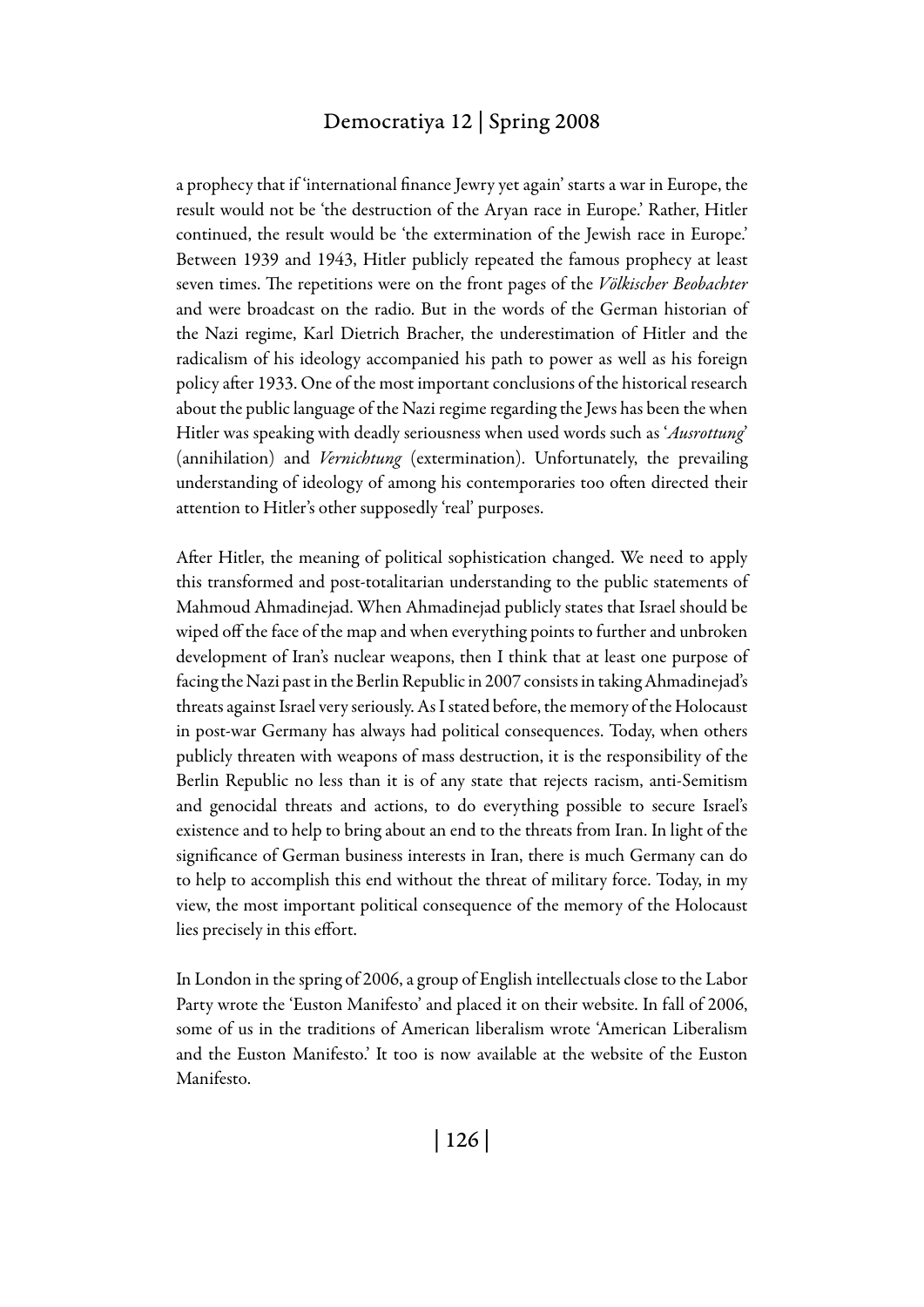a prophecy that if 'international finance Jewry yet again' starts a war in Europe, the result would not be 'the destruction of the Aryan race in Europe.' Rather, Hitler continued, the result would be 'the extermination of the Jewish race in Europe.' Between 1939 and 1943, Hitler publicly repeated the famous prophecy at least seven times. The repetitions were on the front pages of the *Völkischer Beobachter* and were broadcast on the radio. But in the words of the German historian of the Nazi regime, Karl Dietrich Bracher, the underestimation of Hitler and the radicalism of his ideology accompanied his path to power as well as his foreign policy after 1933. One of the most important conclusions of the historical research about the public language of the Nazi regime regarding the Jews has been the when Hitler was speaking with deadly seriousness when used words such as '*Ausrottung*' (annihilation) and *Vernichtung* (extermination). Unfortunately, the prevailing understanding of ideology of among his contemporaries too often directed their attention to Hitler's other supposedly 'real' purposes.

After Hitler, the meaning of political sophistication changed. We need to apply this transformed and post-totalitarian understanding to the public statements of Mahmoud Ahmadinejad. When Ahmadinejad publicly states that Israel should be wiped off the face of the map and when everything points to further and unbroken development of Iran's nuclear weapons, then I think that at least one purpose of facing the Nazi past in the Berlin Republic in 2007 consists in taking Ahmadinejad's threats against Israel very seriously. As I stated before, the memory of the Holocaust in post-war Germany has always had political consequences. Today, when others publicly threaten with weapons of mass destruction, it is the responsibility of the Berlin Republic no less than it is of any state that rejects racism, anti-Semitism and genocidal threats and actions, to do everything possible to secure Israel's existence and to help to bring about an end to the threats from Iran. In light of the significance of German business interests in Iran, there is much Germany can do to help to accomplish this end without the threat of military force. Today, in my view, the most important political consequence of the memory of the Holocaust lies precisely in this effort.

In London in the spring of 2006, a group of English intellectuals close to the Labor Party wrote the 'Euston Manifesto' and placed it on their website. In fall of 2006, some of us in the traditions of American liberalism wrote 'American Liberalism and the Euston Manifesto.' It too is now available at the website of the Euston Manifesto.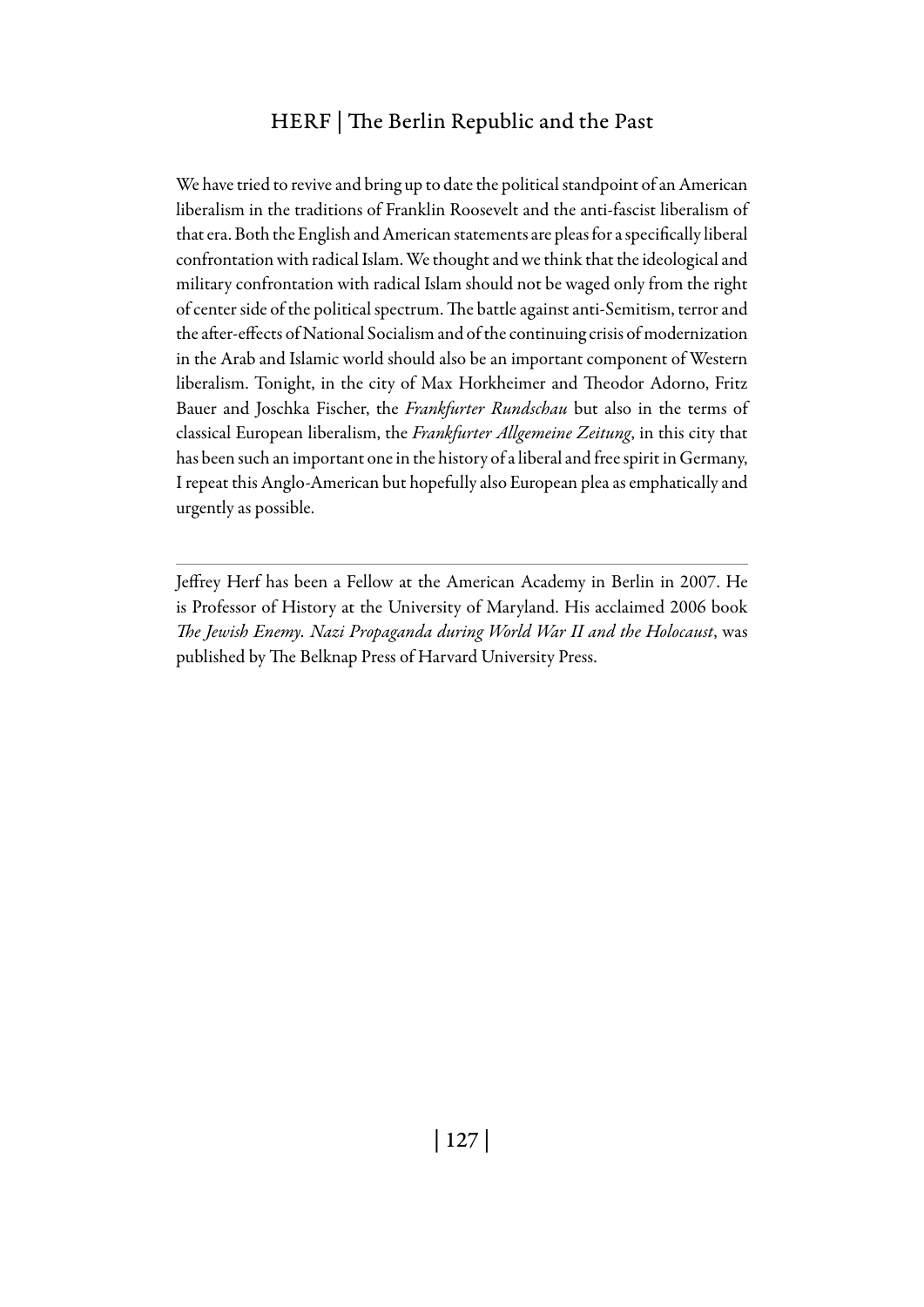We have tried to revive and bring up to date the political standpoint of an American liberalism in the traditions of Franklin Roosevelt and the anti-fascist liberalism of that era. Both the English and American statements are pleas for a specifically liberal confrontation with radical Islam. We thought and we think that the ideological and military confrontation with radical Islam should not be waged only from the right of center side of the political spectrum. The battle against anti-Semitism, terror and the after-effects of National Socialism and of the continuing crisis of modernization in the Arab and Islamic world should also be an important component of Western liberalism. Tonight, in the city of Max Horkheimer and Theodor Adorno, Fritz Bauer and Joschka Fischer, the *Frankfurter Rundschau* but also in the terms of classical European liberalism, the *Frankfurter Allgemeine Zeitung*, in this city that has been such an important one in the history of a liberal and free spirit in Germany, I repeat this Anglo-American but hopefully also European plea as emphatically and urgently as possible.

---

Jeffrey Herf has been a Fellow at the American Academy in Berlin in 2007. He is Professor of History at the University of Maryland. His acclaimed 2006 book *The Jewish Enemy. Nazi Propaganda during World War II and the Holocaust*, was published by The Belknap Press of Harvard University Press.